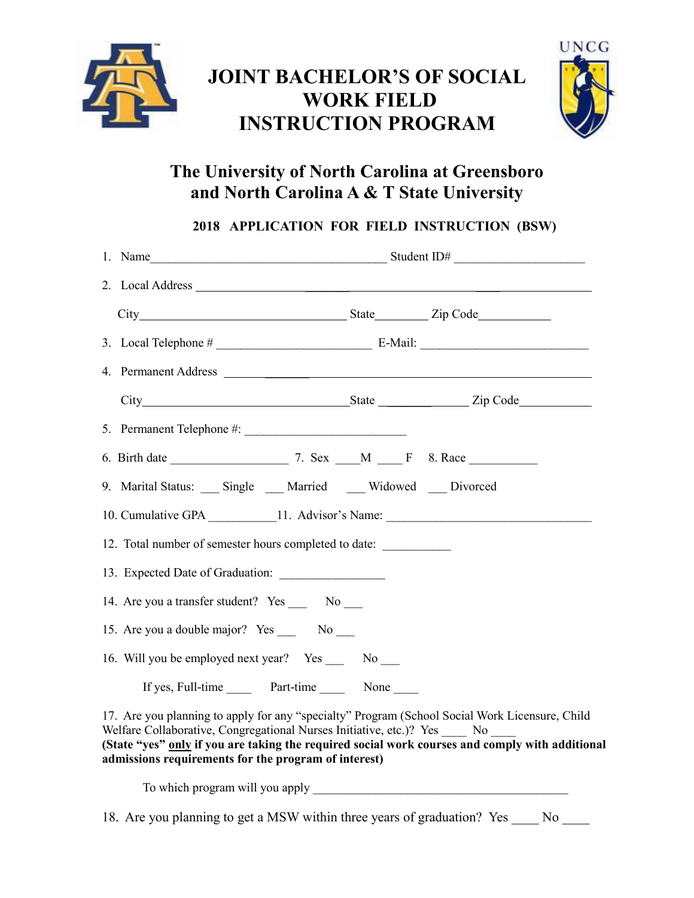# JOINT BACHELOR'S OF SOCIAL WORK FIELD INSTRUCTION PROGRAM

## The University of North Carolina at Greensboro and North Carolina A & T State University

### 2018 APPLICATION FOR FIELD INSTRUCTION (BSW)

1. Name_______________________________________ Student ID# ____________________

2. Local Address ______________________________________________________________

   City_________________________________ State________ Zip Code___________

3. Local Telephone # ________________________ E-Mail: __________________________

4. Permanent Address ___________________________________________________________

   City_________________________________ State ______________ Zip Code___________

5. Permanent Telephone #: _________________________

6. Birth date __________________ 7. Sex ____M ____ F 8. Race ___________

9. Marital Status: ___ Single ___ Married ___ Widowed ___ Divorced

10. Cumulative GPA ___________ 11. Advisor's Name: _________________________________

12. Total number of semester hours completed to date: ___________

13. Expected Date of Graduation: ________________

14. Are you a transfer student? Yes ___ No ___

15. Are you a double major? Yes ___ No ___

16. Will you be employed next year? Yes ___ No ___

    If yes, Full-time ____ Part-time ____ None ____

17. Are you planning to apply for any "specialty" Program (School Social Work Licensure, Child Welfare Collaborative, Congregational Nurses Initiative, etc.)? Yes ____ No ____
**(State "yes" only if you are taking the required social work courses and comply with additional admissions requirements for the program of interest)**

    To which program will you apply __________________________________________

18. Are you planning to get a MSW within three years of graduation? Yes ____ No ____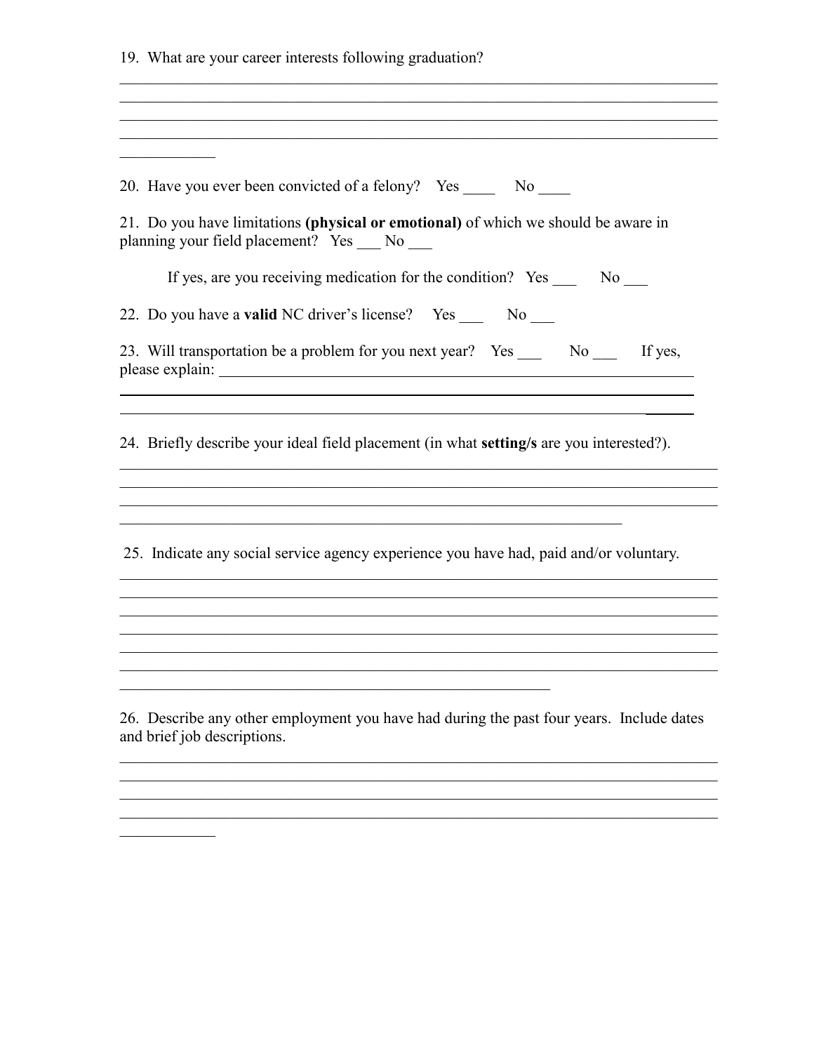19. What are your career interests following graduation?

_______________________________________________________________________________
_______________________________________________________________________________
_______________________________________________________________________________
_______________________________________________________________________________
____________

20. Have you ever been convicted of a felony? Yes ____ No ____

21. Do you have limitations **(physical or emotional)** of which we should be aware in planning your field placement? Yes ___ No ___

If yes, are you receiving medication for the condition? Yes ___ No ___

22. Do you have a **valid** NC driver's license? Yes ___ No ___

23. Will transportation be a problem for you next year? Yes ___ No ___ If yes, please explain: ________________________________________________________________
_____________________________________________________________________________
_____________________________________________________________________________

24. Briefly describe your ideal field placement (in what **setting/s** are you interested?).

_______________________________________________________________________________
_______________________________________________________________________________
_______________________________________________________________________________
__________________________________________________________________

25. Indicate any social service agency experience you have had, paid and/or voluntary.

_______________________________________________________________________________
_______________________________________________________________________________
_______________________________________________________________________________
_______________________________________________________________________________
_______________________________________________________________________________
_______________________________________________________________________________
________________________________________________________

26. Describe any other employment you have had during the past four years. Include dates and brief job descriptions.

_______________________________________________________________________________
_______________________________________________________________________________
_______________________________________________________________________________
_______________________________________________________________________________
____________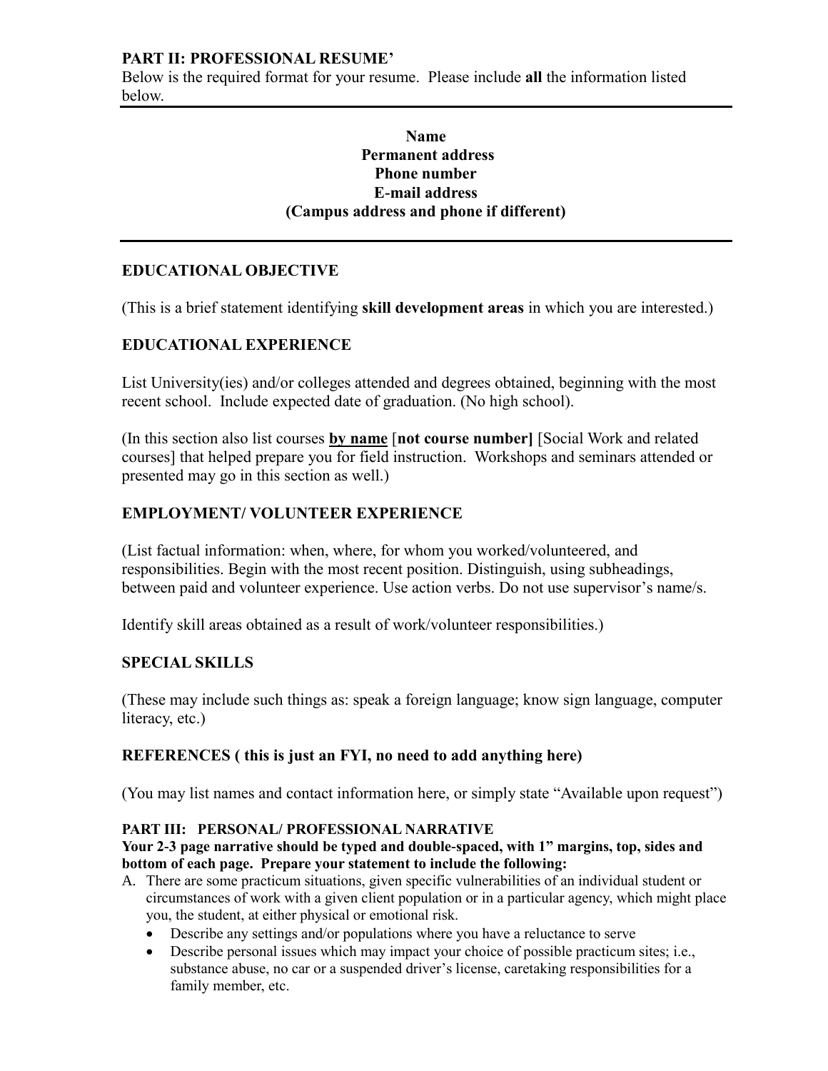**PART II: PROFESSIONAL RESUME'**

Below is the required format for your resume. Please include **all** the information listed below.

---

**Name**
**Permanent address**
**Phone number**
**E-mail address**
**(Campus address and phone if different)**

---

**EDUCATIONAL OBJECTIVE**

(This is a brief statement identifying **skill development areas** in which you are interested.)

**EDUCATIONAL EXPERIENCE**

List University(ies) and/or colleges attended and degrees obtained, beginning with the most recent school. Include expected date of graduation. (No high school).

(In this section also list courses **<u>by name</u>** [**not course number]** [Social Work and related courses] that helped prepare you for field instruction. Workshops and seminars attended or presented may go in this section as well.)

**EMPLOYMENT/ VOLUNTEER EXPERIENCE**

(List factual information: when, where, for whom you worked/volunteered, and responsibilities. Begin with the most recent position. Distinguish, using subheadings, between paid and volunteer experience. Use action verbs. Do not use supervisor's name/s.

Identify skill areas obtained as a result of work/volunteer responsibilities.)

**SPECIAL SKILLS**

(These may include such things as: speak a foreign language; know sign language, computer literacy, etc.)

**REFERENCES ( this is just an FYI, no need to add anything here)**

(You may list names and contact information here, or simply state "Available upon request")

**PART III: PERSONAL/ PROFESSIONAL NARRATIVE**

**Your 2-3 page narrative should be typed and double-spaced, with 1" margins, top, sides and bottom of each page. Prepare your statement to include the following:**

A. There are some practicum situations, given specific vulnerabilities of an individual student or circumstances of work with a given client population or in a particular agency, which might place you, the student, at either physical or emotional risk.
   - Describe any settings and/or populations where you have a reluctance to serve
   - Describe personal issues which may impact your choice of possible practicum sites; i.e., substance abuse, no car or a suspended driver's license, caretaking responsibilities for a family member, etc.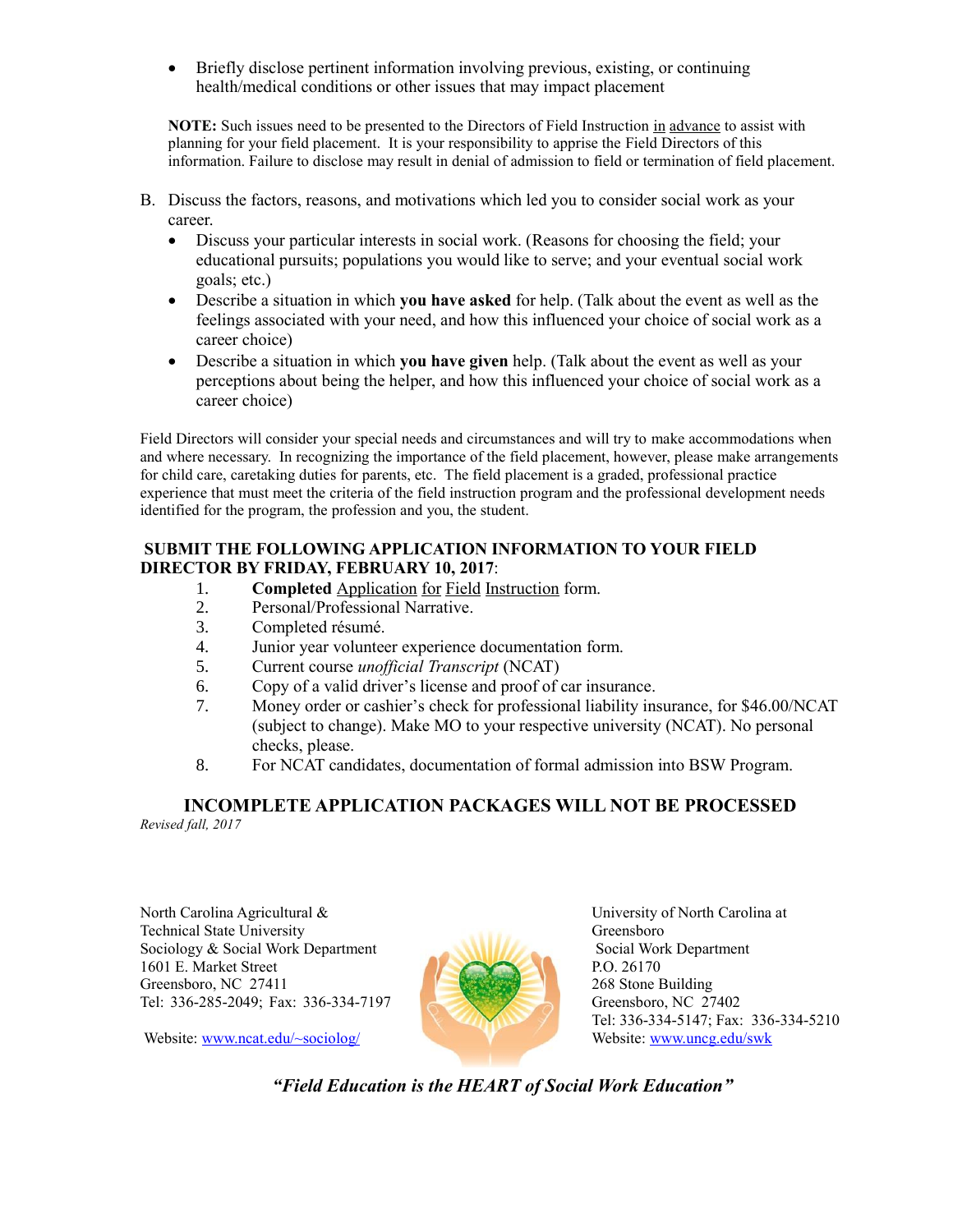- Briefly disclose pertinent information involving previous, existing, or continuing health/medical conditions or other issues that may impact placement

**NOTE:** Such issues need to be presented to the Directors of Field Instruction in advance to assist with planning for your field placement. It is your responsibility to apprise the Field Directors of this information. Failure to disclose may result in denial of admission to field or termination of field placement.

B. Discuss the factors, reasons, and motivations which led you to consider social work as your career.
   - Discuss your particular interests in social work. (Reasons for choosing the field; your educational pursuits; populations you would like to serve; and your eventual social work goals; etc.)
   - Describe a situation in which **you have asked** for help. (Talk about the event as well as the feelings associated with your need, and how this influenced your choice of social work as a career choice)
   - Describe a situation in which **you have given** help. (Talk about the event as well as your perceptions about being the helper, and how this influenced your choice of social work as a career choice)

Field Directors will consider your special needs and circumstances and will try to make accommodations when and where necessary. In recognizing the importance of the field placement, however, please make arrangements for child care, caretaking duties for parents, etc. The field placement is a graded, professional practice experience that must meet the criteria of the field instruction program and the professional development needs identified for the program, the profession and you, the student.

**SUBMIT THE FOLLOWING APPLICATION INFORMATION TO YOUR FIELD DIRECTOR BY FRIDAY, FEBRUARY 10, 2017**:

1. **Completed** Application for Field Instruction form.
2. Personal/Professional Narrative.
3. Completed résumé.
4. Junior year volunteer experience documentation form.
5. Current course *unofficial Transcript* (NCAT)
6. Copy of a valid driver's license and proof of car insurance.
7. Money order or cashier's check for professional liability insurance, for $46.00/NCAT (subject to change). Make MO to your respective university (NCAT). No personal checks, please.
8. For NCAT candidates, documentation of formal admission into BSW Program.

**INCOMPLETE APPLICATION PACKAGES WILL NOT BE PROCESSED**

*Revised fall, 2017*

North Carolina Agricultural & Technical State University
Sociology & Social Work Department
1601 E. Market Street
Greensboro, NC 27411
Tel: 336-285-2049; Fax: 336-334-7197

Website: www.ncat.edu/~sociolog/

University of North Carolina at Greensboro
Social Work Department
P.O. 26170
268 Stone Building
Greensboro, NC 27402
Tel: 336-334-5147; Fax: 336-334-5210
Website: www.uncg.edu/swk

***"Field Education is the HEART of Social Work Education"***